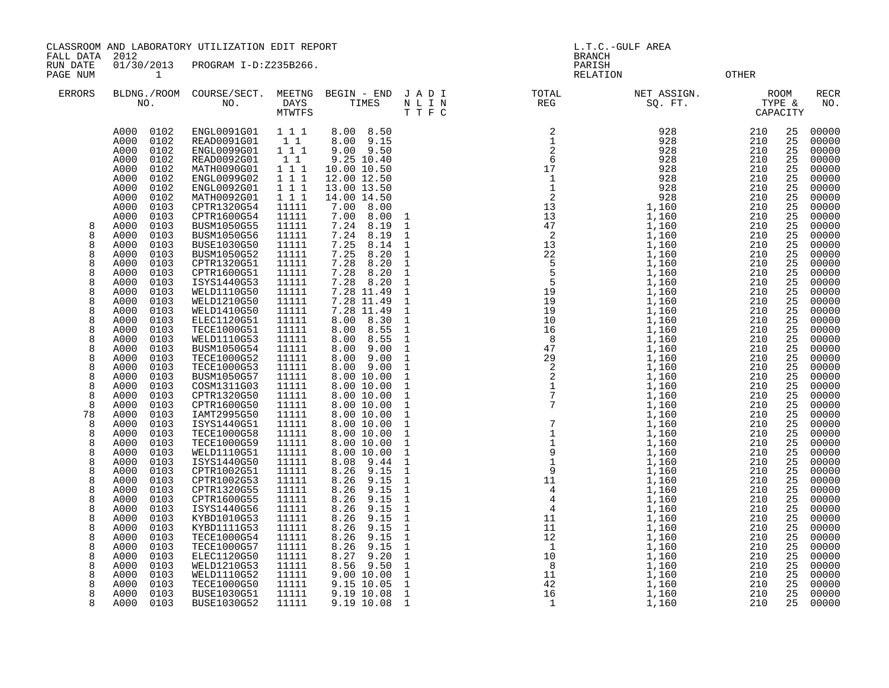CLASSROOM AND LABORATORY UTILIZATION EDIT REPORT
FALL DATA 2012
RUN DATE 01/30/2013 PROGRAM I-D:Z235B266.
PAGE NUM 1

L.T.C.-GULF AREA
BRANCH
PARISH
RELATION OTHER

| ERRORS | BLDNG./ROOM NO. | COURSE/SECT. NO. | MEETNG DAYS MTWTFS | BEGIN - END TIMES | J A D I / N L I N / T T F C | TOTAL REG | NET ASSIGN. SQ. FT. | ROOM TYPE & CAPACITY | | RECR NO. |
|---|---|---|---|---|---|---|---|---|---|---|
| | A000 0102 | ENGL0091G01 | 1 1 1 | 8.00 8.50 | | 2 | 928 | 210 | 25 | 00000 |
| | A000 0102 | READ0091G01 | 1 1 | 8.00 9.15 | | 1 | 928 | 210 | 25 | 00000 |
| | A000 0102 | ENGL0099G01 | 1 1 1 | 9.00 9.50 | | 2 | 928 | 210 | 25 | 00000 |
| | A000 0102 | READ0092G01 | 1 1 | 9.25 10.40 | | 6 | 928 | 210 | 25 | 00000 |
| | A000 0102 | MATH0090G01 | 1 1 1 | 10.00 10.50 | | 17 | 928 | 210 | 25 | 00000 |
| | A000 0102 | ENGL0099G02 | 1 1 1 | 12.00 12.50 | | 1 | 928 | 210 | 25 | 00000 |
| | A000 0102 | ENGL0092G01 | 1 1 1 | 13.00 13.50 | | 1 | 928 | 210 | 25 | 00000 |
| | A000 0102 | MATH0092G01 | 1 1 1 | 14.00 14.50 | | 2 | 928 | 210 | 25 | 00000 |
| | A000 0103 | CPTR1320G54 | 11111 | 7.00 8.00 | | 13 | 1,160 | 210 | 25 | 00000 |
| | A000 0103 | CPTR1600G54 | 11111 | 7.00 8.00 | 1 | 13 | 1,160 | 210 | 25 | 00000 |
| 8 | A000 0103 | BUSM1050G55 | 11111 | 7.24 8.19 | 1 | 47 | 1,160 | 210 | 25 | 00000 |
| 8 | A000 0103 | BUSM1050G56 | 11111 | 7.24 8.19 | 1 | 2 | 1,160 | 210 | 25 | 00000 |
| 8 | A000 0103 | BUSE1030G50 | 11111 | 7.25 8.14 | 1 | 13 | 1,160 | 210 | 25 | 00000 |
| 8 | A000 0103 | BUSM1050G52 | 11111 | 7.25 8.20 | 1 | 22 | 1,160 | 210 | 25 | 00000 |
| 8 | A000 0103 | CPTR1320G51 | 11111 | 7.28 8.20 | 1 | 5 | 1,160 | 210 | 25 | 00000 |
| 8 | A000 0103 | CPTR1600G51 | 11111 | 7.28 8.20 | 1 | 5 | 1,160 | 210 | 25 | 00000 |
| 8 | A000 0103 | ISYS1440G53 | 11111 | 7.28 8.20 | 1 | 5 | 1,160 | 210 | 25 | 00000 |
| 8 | A000 0103 | WELD1110G50 | 11111 | 7.28 11.49 | 1 | 19 | 1,160 | 210 | 25 | 00000 |
| 8 | A000 0103 | WELD1210G50 | 11111 | 7.28 11.49 | 1 | 19 | 1,160 | 210 | 25 | 00000 |
| 8 | A000 0103 | WELD1410G50 | 11111 | 7.28 11.49 | 1 | 19 | 1,160 | 210 | 25 | 00000 |
| 8 | A000 0103 | ELEC1120G51 | 11111 | 8.00 8.30 | 1 | 10 | 1,160 | 210 | 25 | 00000 |
| 8 | A000 0103 | TECE1000G51 | 11111 | 8.00 8.55 | 1 | 16 | 1,160 | 210 | 25 | 00000 |
| 8 | A000 0103 | WELD1110G53 | 11111 | 8.00 8.55 | 1 | 8 | 1,160 | 210 | 25 | 00000 |
| 8 | A000 0103 | BUSM1050G54 | 11111 | 8.00 9.00 | 1 | 47 | 1,160 | 210 | 25 | 00000 |
| 8 | A000 0103 | TECE1000G52 | 11111 | 8.00 9.00 | 1 | 29 | 1,160 | 210 | 25 | 00000 |
| 8 | A000 0103 | TECE1000G53 | 11111 | 8.00 9.00 | 1 | 2 | 1,160 | 210 | 25 | 00000 |
| 8 | A000 0103 | BUSM1050G57 | 11111 | 8.00 10.00 | 1 | 2 | 1,160 | 210 | 25 | 00000 |
| 8 | A000 0103 | COSM1311G03 | 11111 | 8.00 10.00 | 1 | 1 | 1,160 | 210 | 25 | 00000 |
| 8 | A000 0103 | CPTR1320G50 | 11111 | 8.00 10.00 | 1 | 7 | 1,160 | 210 | 25 | 00000 |
| 8 | A000 0103 | CPTR1600G50 | 11111 | 8.00 10.00 | 1 | 7 | 1,160 | 210 | 25 | 00000 |
| 78 | A000 0103 | IAMT2995G50 | 11111 | 8.00 10.00 | 1 | | 1,160 | 210 | 25 | 00000 |
| 8 | A000 0103 | ISYS1440G51 | 11111 | 8.00 10.00 | 1 | 7 | 1,160 | 210 | 25 | 00000 |
| 8 | A000 0103 | TECE1000G58 | 11111 | 8.00 10.00 | 1 | 1 | 1,160 | 210 | 25 | 00000 |
| 8 | A000 0103 | TECE1000G59 | 11111 | 8.00 10.00 | 1 | 1 | 1,160 | 210 | 25 | 00000 |
| 8 | A000 0103 | WELD1110G51 | 11111 | 8.00 10.00 | 1 | 9 | 1,160 | 210 | 25 | 00000 |
| 8 | A000 0103 | ISYS1440G50 | 11111 | 8.08 9.44 | 1 | 1 | 1,160 | 210 | 25 | 00000 |
| 8 | A000 0103 | CPTR1002G51 | 11111 | 8.26 9.15 | 1 | 9 | 1,160 | 210 | 25 | 00000 |
| 8 | A000 0103 | CPTR1002G53 | 11111 | 8.26 9.15 | 1 | 11 | 1,160 | 210 | 25 | 00000 |
| 8 | A000 0103 | CPTR1320G55 | 11111 | 8.26 9.15 | 1 | 4 | 1,160 | 210 | 25 | 00000 |
| 8 | A000 0103 | CPTR1600G55 | 11111 | 8.26 9.15 | 1 | 4 | 1,160 | 210 | 25 | 00000 |
| 8 | A000 0103 | ISYS1440G56 | 11111 | 8.26 9.15 | 1 | 4 | 1,160 | 210 | 25 | 00000 |
| 8 | A000 0103 | KYBD1010G53 | 11111 | 8.26 9.15 | 1 | 11 | 1,160 | 210 | 25 | 00000 |
| 8 | A000 0103 | KYBD1111G53 | 11111 | 8.26 9.15 | 1 | 11 | 1,160 | 210 | 25 | 00000 |
| 8 | A000 0103 | TECE1000G54 | 11111 | 8.26 9.15 | 1 | 12 | 1,160 | 210 | 25 | 00000 |
| 8 | A000 0103 | TECE1000G57 | 11111 | 8.26 9.15 | 1 | 1 | 1,160 | 210 | 25 | 00000 |
| 8 | A000 0103 | ELEC1120G50 | 11111 | 8.27 9.20 | 1 | 10 | 1,160 | 210 | 25 | 00000 |
| 8 | A000 0103 | WELD1210G53 | 11111 | 8.56 9.50 | 1 | 8 | 1,160 | 210 | 25 | 00000 |
| 8 | A000 0103 | WELD1110G52 | 11111 | 9.00 10.00 | 1 | 11 | 1,160 | 210 | 25 | 00000 |
| 8 | A000 0103 | TECE1000G50 | 11111 | 9.15 10.05 | 1 | 42 | 1,160 | 210 | 25 | 00000 |
| 8 | A000 0103 | BUSE1030G51 | 11111 | 9.19 10.08 | 1 | 16 | 1,160 | 210 | 25 | 00000 |
| 8 | A000 0103 | BUSE1030G52 | 11111 | 9.19 10.08 | 1 | 1 | 1,160 | 210 | 25 | 00000 |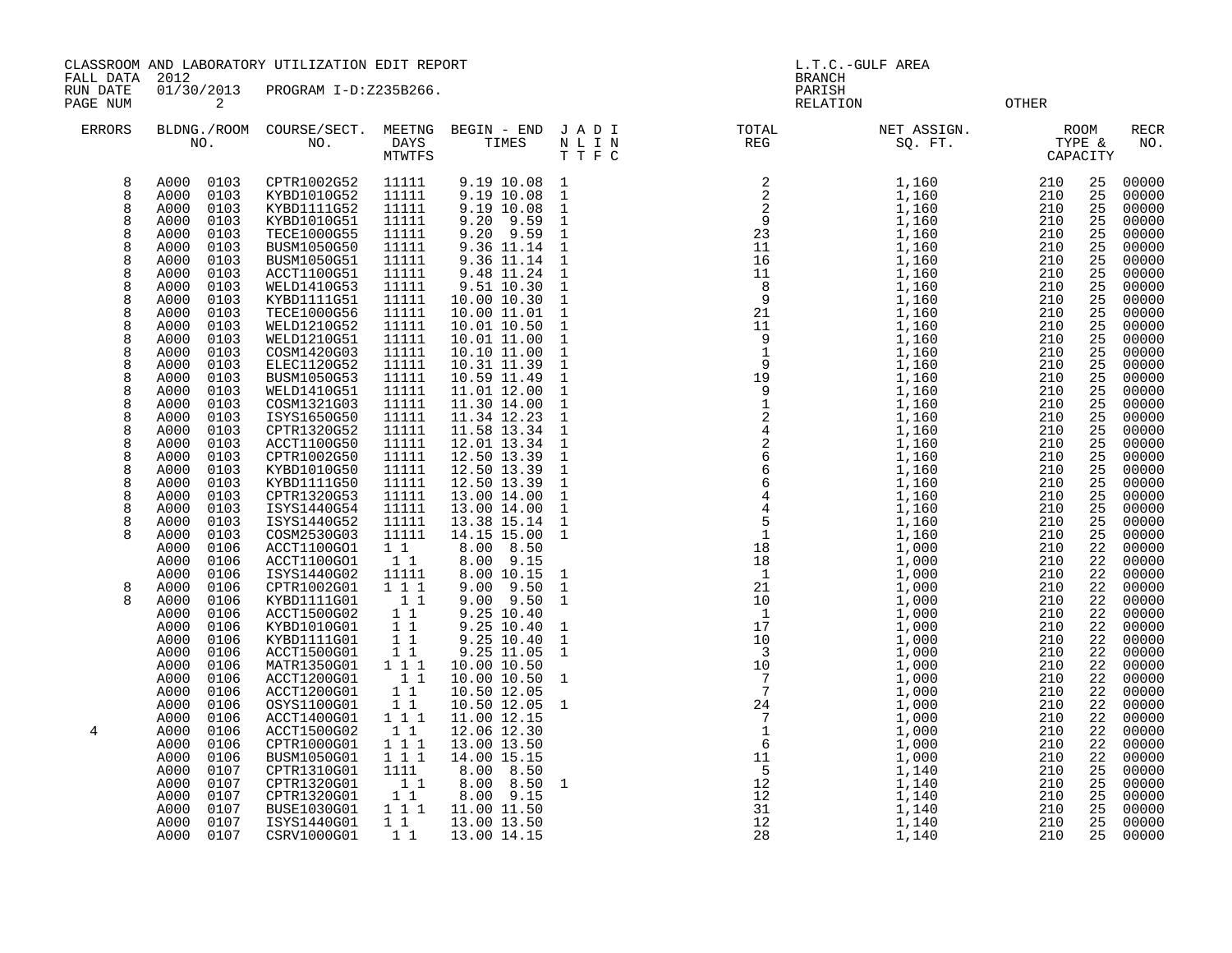CLASSROOM AND LABORATORY UTILIZATION EDIT REPORT
FALL DATA 2012
RUN DATE 01/30/2013 PROGRAM I-D:Z235B266.
PAGE NUM 2

L.T.C.-GULF AREA
BRANCH
PARISH
RELATION OTHER

| ERRORS | BLDNG./ROOM NO. | COURSE/SECT. NO. | MEETNG DAYS MTWTFS | BEGIN - END TIMES | J A D I N L I N T T F C | TOTAL REG | NET ASSIGN. SQ. FT. | ROOM TYPE & CAPACITY | | RECR NO. |
|---|---|---|---|---|---|---|---|---|---|---|
| 8 | A000 0103 | CPTR1002G52 | 11111 | 9.19 10.08 | 1 | 2 | 1,160 | 210 | 25 | 00000 |
| 8 | A000 0103 | KYBD1010G52 | 11111 | 9.19 10.08 | 1 | 2 | 1,160 | 210 | 25 | 00000 |
| 8 | A000 0103 | KYBD1111G52 | 11111 | 9.19 10.08 | 1 | 2 | 1,160 | 210 | 25 | 00000 |
| 8 | A000 0103 | KYBD1010G51 | 11111 | 9.20 9.59 | 1 | 9 | 1,160 | 210 | 25 | 00000 |
| 8 | A000 0103 | TECE1000G55 | 11111 | 9.20 9.59 | 1 | 23 | 1,160 | 210 | 25 | 00000 |
| 8 | A000 0103 | BUSM1050G50 | 11111 | 9.36 11.14 | 1 | 11 | 1,160 | 210 | 25 | 00000 |
| 8 | A000 0103 | BUSM1050G51 | 11111 | 9.36 11.14 | 1 | 16 | 1,160 | 210 | 25 | 00000 |
| 8 | A000 0103 | ACCT1100G51 | 11111 | 9.48 11.24 | 1 | 11 | 1,160 | 210 | 25 | 00000 |
| 8 | A000 0103 | WELD1410G53 | 11111 | 9.51 10.30 | 1 | 8 | 1,160 | 210 | 25 | 00000 |
| 8 | A000 0103 | KYBD1111G51 | 11111 | 10.00 10.30 | 1 | 9 | 1,160 | 210 | 25 | 00000 |
| 8 | A000 0103 | TECE1000G56 | 11111 | 10.00 11.01 | 1 | 21 | 1,160 | 210 | 25 | 00000 |
| 8 | A000 0103 | WELD1210G52 | 11111 | 10.01 10.50 | 1 | 11 | 1,160 | 210 | 25 | 00000 |
| 8 | A000 0103 | WELD1210G51 | 11111 | 10.01 11.00 | 1 | 9 | 1,160 | 210 | 25 | 00000 |
| 8 | A000 0103 | COSM1420G03 | 11111 | 10.10 11.00 | 1 | 1 | 1,160 | 210 | 25 | 00000 |
| 8 | A000 0103 | ELEC1120G52 | 11111 | 10.31 11.39 | 1 | 9 | 1,160 | 210 | 25 | 00000 |
| 8 | A000 0103 | BUSM1050G53 | 11111 | 10.59 11.49 | 1 | 19 | 1,160 | 210 | 25 | 00000 |
| 8 | A000 0103 | WELD1410G51 | 11111 | 11.01 12.00 | 1 | 9 | 1,160 | 210 | 25 | 00000 |
| 8 | A000 0103 | COSM1321G03 | 11111 | 11.30 14.00 | 1 | 1 | 1,160 | 210 | 25 | 00000 |
| 8 | A000 0103 | ISYS1650G50 | 11111 | 11.34 12.23 | 1 | 2 | 1,160 | 210 | 25 | 00000 |
| 8 | A000 0103 | CPTR1320G52 | 11111 | 11.58 13.34 | 1 | 4 | 1,160 | 210 | 25 | 00000 |
| 8 | A000 0103 | ACCT1100G50 | 11111 | 12.01 13.34 | 1 | 2 | 1,160 | 210 | 25 | 00000 |
| 8 | A000 0103 | CPTR1002G50 | 11111 | 12.50 13.39 | 1 | 6 | 1,160 | 210 | 25 | 00000 |
| 8 | A000 0103 | KYBD1010G50 | 11111 | 12.50 13.39 | 1 | 6 | 1,160 | 210 | 25 | 00000 |
| 8 | A000 0103 | KYBD1111G50 | 11111 | 12.50 13.39 | 1 | 6 | 1,160 | 210 | 25 | 00000 |
| 8 | A000 0103 | CPTR1320G53 | 11111 | 13.00 14.00 | 1 | 4 | 1,160 | 210 | 25 | 00000 |
| 8 | A000 0103 | ISYS1440G54 | 11111 | 13.00 14.00 | 1 | 4 | 1,160 | 210 | 25 | 00000 |
| 8 | A000 0103 | ISYS1440G52 | 11111 | 13.38 15.14 | 1 | 5 | 1,160 | 210 | 25 | 00000 |
| 8 | A000 0103 | COSM2530G03 | 11111 | 14.15 15.00 | 1 | 1 | 1,160 | 210 | 25 | 00000 |
| | A000 0106 | ACCT1100G01 | 1 1 | 8.00 8.50 | | 18 | 1,000 | 210 | 22 | 00000 |
| | A000 0106 | ACCT1100G01 | 1 1 | 8.00 9.15 | | 18 | 1,000 | 210 | 22 | 00000 |
| | A000 0106 | ISYS1440G02 | 11111 | 8.00 10.15 | 1 | 1 | 1,000 | 210 | 22 | 00000 |
| 8 | A000 0106 | CPTR1002G01 | 1 1 1 | 9.00 9.50 | 1 | 21 | 1,000 | 210 | 22 | 00000 |
| 8 | A000 0106 | KYBD1111G01 | 1 1 | 9.00 9.50 | 1 | 10 | 1,000 | 210 | 22 | 00000 |
| | A000 0106 | ACCT1500G02 | 1 1 | 9.25 10.40 | | 1 | 1,000 | 210 | 22 | 00000 |
| | A000 0106 | KYBD1010G01 | 1 1 | 9.25 10.40 | 1 | 17 | 1,000 | 210 | 22 | 00000 |
| | A000 0106 | KYBD1111G01 | 1 1 | 9.25 10.40 | 1 | 10 | 1,000 | 210 | 22 | 00000 |
| | A000 0106 | ACCT1500G01 | 1 1 | 9.25 11.05 | 1 | 3 | 1,000 | 210 | 22 | 00000 |
| | A000 0106 | MATR1350G01 | 1 1 1 | 10.00 10.50 | | 10 | 1,000 | 210 | 22 | 00000 |
| | A000 0106 | ACCT1200G01 | 1 1 | 10.00 10.50 | 1 | 7 | 1,000 | 210 | 22 | 00000 |
| | A000 0106 | ACCT1200G01 | 1 1 | 10.50 12.05 | | 7 | 1,000 | 210 | 22 | 00000 |
| | A000 0106 | OSYS1100G01 | 1 1 | 10.50 12.05 | 1 | 24 | 1,000 | 210 | 22 | 00000 |
| | A000 0106 | ACCT1400G01 | 1 1 1 | 11.00 12.15 | | 7 | 1,000 | 210 | 22 | 00000 |
| 4 | A000 0106 | ACCT1500G02 | 1 1 | 12.06 12.30 | | 1 | 1,000 | 210 | 22 | 00000 |
| | A000 0106 | CPTR1000G01 | 1 1 1 | 13.00 13.50 | | 6 | 1,000 | 210 | 22 | 00000 |
| | A000 0106 | BUSM1050G01 | 1 1 1 | 14.00 15.15 | | 11 | 1,000 | 210 | 22 | 00000 |
| | A000 0107 | CPTR1310G01 | 1111 | 8.00 8.50 | | 5 | 1,140 | 210 | 25 | 00000 |
| | A000 0107 | CPTR1320G01 | 1 1 | 8.00 8.50 | 1 | 12 | 1,140 | 210 | 25 | 00000 |
| | A000 0107 | CPTR1320G01 | 1 1 | 8.00 9.15 | | 12 | 1,140 | 210 | 25 | 00000 |
| | A000 0107 | BUSE1030G01 | 1 1 1 | 11.00 11.50 | | 31 | 1,140 | 210 | 25 | 00000 |
| | A000 0107 | ISYS1440G01 | 1 1 | 13.00 13.50 | | 12 | 1,140 | 210 | 25 | 00000 |
| | A000 0107 | CSRV1000G01 | 1 1 | 13.00 14.15 | | 28 | 1,140 | 210 | 25 | 00000 |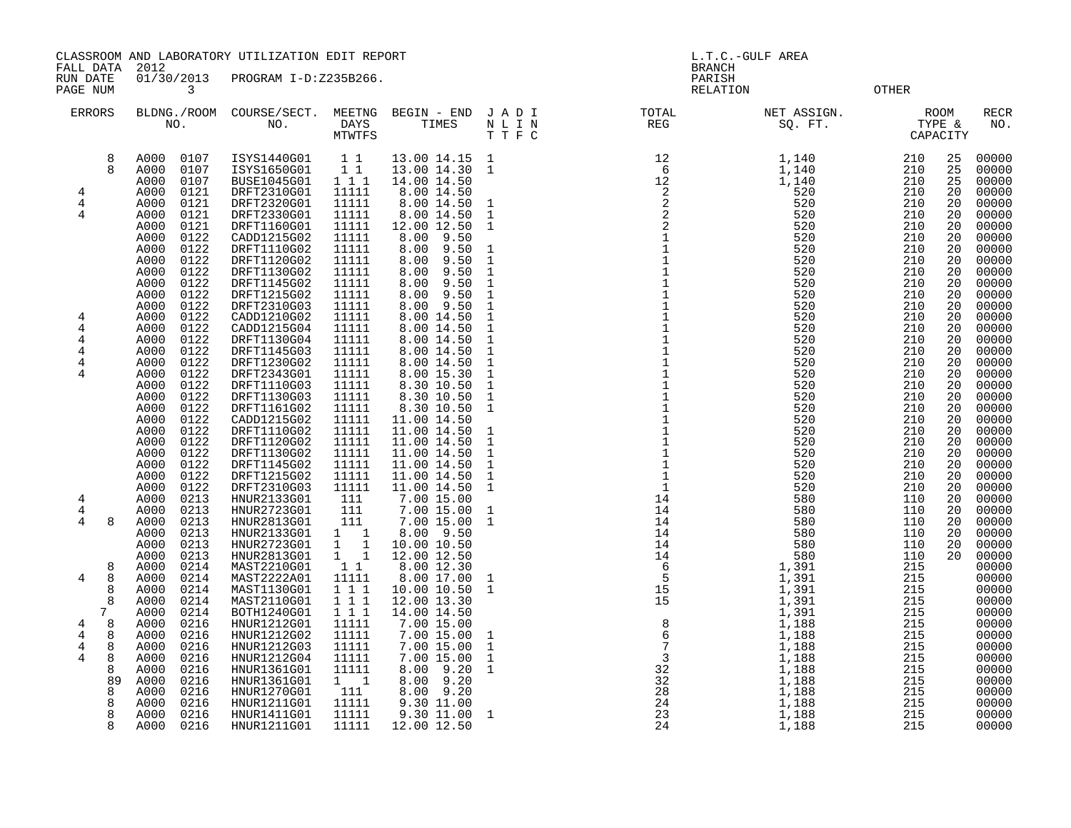CLASSROOM AND LABORATORY UTILIZATION EDIT REPORT
FALL DATA 2012
RUN DATE 01/30/2013 PROGRAM I-D:Z235B266.

L.T.C.-GULF AREA
BRANCH
PARISH
RELATION
OTHER

| ERRORS | BLDNG./ROOM NO. | COURSE/SECT. NO. | MEETNG DAYS MTWTFS | BEGIN - END TIMES | J A D I N L I N T T F C | TOTAL REG | NET ASSIGN. SQ. FT. | ROOM TYPE & CAPACITY | RECR NO. |
|---|---|---|---|---|---|---|---|---|---|
| 8 | A000 0107 | ISYS1440G01 | 1 1 | 13.00 14.15 | 1 | 12 | 1,140 | 210 25 | 00000 |
| 8 | A000 0107 | ISYS1650G01 | 1 1 | 13.00 14.30 | 1 | 6 | 1,140 | 210 25 | 00000 |
| | A000 0107 | BUSE1045G01 | 1 1 1 | 14.00 14.50 | | 12 | 1,140 | 210 25 | 00000 |
| 4 | A000 0121 | DRFT2310G01 | 11111 | 8.00 14.50 | | 2 | 520 | 210 20 | 00000 |
| 4 | A000 0121 | DRFT2320G01 | 11111 | 8.00 14.50 | 1 | 2 | 520 | 210 20 | 00000 |
| 4 | A000 0121 | DRFT2330G01 | 11111 | 8.00 14.50 | 1 | 2 | 520 | 210 20 | 00000 |
| | A000 0121 | DRFT1160G01 | 11111 | 12.00 12.50 | 1 | 2 | 520 | 210 20 | 00000 |
| | A000 0122 | CADD1215G02 | 11111 | 8.00 9.50 | | 1 | 520 | 210 20 | 00000 |
| | A000 0122 | DRFT1110G02 | 11111 | 8.00 9.50 | 1 | 1 | 520 | 210 20 | 00000 |
| | A000 0122 | DRFT1120G02 | 11111 | 8.00 9.50 | 1 | 1 | 520 | 210 20 | 00000 |
| | A000 0122 | DRFT1130G02 | 11111 | 8.00 9.50 | 1 | 1 | 520 | 210 20 | 00000 |
| | A000 0122 | DRFT1145G02 | 11111 | 8.00 9.50 | 1 | 1 | 520 | 210 20 | 00000 |
| | A000 0122 | DRFT1215G02 | 11111 | 8.00 9.50 | 1 | 1 | 520 | 210 20 | 00000 |
| | A000 0122 | DRFT2310G03 | 11111 | 8.00 9.50 | 1 | 1 | 520 | 210 20 | 00000 |
| 4 | A000 0122 | CADD1210G02 | 11111 | 8.00 14.50 | 1 | 1 | 520 | 210 20 | 00000 |
| 4 | A000 0122 | CADD1215G04 | 11111 | 8.00 14.50 | 1 | 1 | 520 | 210 20 | 00000 |
| 4 | A000 0122 | DRFT1130G04 | 11111 | 8.00 14.50 | 1 | 1 | 520 | 210 20 | 00000 |
| 4 | A000 0122 | DRFT1145G03 | 11111 | 8.00 14.50 | 1 | 1 | 520 | 210 20 | 00000 |
| 4 | A000 0122 | DRFT1230G02 | 11111 | 8.00 14.50 | 1 | 1 | 520 | 210 20 | 00000 |
| 4 | A000 0122 | DRFT2343G01 | 11111 | 8.00 15.30 | 1 | 1 | 520 | 210 20 | 00000 |
| | A000 0122 | DRFT1110G03 | 11111 | 8.30 10.50 | 1 | 1 | 520 | 210 20 | 00000 |
| | A000 0122 | DRFT1130G03 | 11111 | 8.30 10.50 | 1 | 1 | 520 | 210 20 | 00000 |
| | A000 0122 | DRFT1161G02 | 11111 | 8.30 10.50 | 1 | 1 | 520 | 210 20 | 00000 |
| | A000 0122 | CADD1215G02 | 11111 | 11.00 14.50 | | 1 | 520 | 210 20 | 00000 |
| | A000 0122 | DRFT1110G02 | 11111 | 11.00 14.50 | 1 | 1 | 520 | 210 20 | 00000 |
| | A000 0122 | DRFT1120G02 | 11111 | 11.00 14.50 | 1 | 1 | 520 | 210 20 | 00000 |
| | A000 0122 | DRFT1130G02 | 11111 | 11.00 14.50 | 1 | 1 | 520 | 210 20 | 00000 |
| | A000 0122 | DRFT1145G02 | 11111 | 11.00 14.50 | 1 | 1 | 520 | 210 20 | 00000 |
| | A000 0122 | DRFT1215G02 | 11111 | 11.00 14.50 | 1 | 1 | 520 | 210 20 | 00000 |
| | A000 0122 | DRFT2310G03 | 11111 | 11.00 14.50 | 1 | 1 | 520 | 210 20 | 00000 |
| 4 | A000 0213 | HNUR2133G01 | 111 | 7.00 15.00 | | 14 | 580 | 110 20 | 00000 |
| 4 | A000 0213 | HNUR2723G01 | 111 | 7.00 15.00 | 1 | 14 | 580 | 110 20 | 00000 |
| 4 8 | A000 0213 | HNUR2813G01 | 111 | 7.00 15.00 | 1 | 14 | 580 | 110 20 | 00000 |
| | A000 0213 | HNUR2133G01 | 1 1 | 8.00 9.50 | | 14 | 580 | 110 20 | 00000 |
| | A000 0213 | HNUR2723G01 | 1 1 | 10.00 10.50 | | 14 | 580 | 110 20 | 00000 |
| | A000 0213 | HNUR2813G01 | 1 1 | 12.00 12.50 | | 14 | 580 | 110 20 | 00000 |
| 8 | A000 0214 | MAST2210G01 | 1 1 | 8.00 12.30 | | 6 | 1,391 | 215 | 00000 |
| 4 8 | A000 0214 | MAST2222A01 | 11111 | 8.00 17.00 | 1 | 5 | 1,391 | 215 | 00000 |
| 8 | A000 0214 | MAST1130G01 | 1 1 1 | 10.00 10.50 | 1 | 15 | 1,391 | 215 | 00000 |
| 8 | A000 0214 | MAST2110G01 | 1 1 1 | 12.00 13.30 | | 15 | 1,391 | 215 | 00000 |
| 7 | A000 0214 | BOTH1240G01 | 1 1 1 | 14.00 14.50 | | | 1,391 | 215 | 00000 |
| 4 8 | A000 0216 | HNUR1212G01 | 11111 | 7.00 15.00 | | 8 | 1,188 | 215 | 00000 |
| 4 8 | A000 0216 | HNUR1212G02 | 11111 | 7.00 15.00 | 1 | 6 | 1,188 | 215 | 00000 |
| 4 8 | A000 0216 | HNUR1212G03 | 11111 | 7.00 15.00 | 1 | 7 | 1,188 | 215 | 00000 |
| 4 8 | A000 0216 | HNUR1212G04 | 11111 | 7.00 15.00 | 1 | 3 | 1,188 | 215 | 00000 |
| 8 | A000 0216 | HNUR1361G01 | 11111 | 8.00 9.20 | 1 | 32 | 1,188 | 215 | 00000 |
| 89 | A000 0216 | HNUR1361G01 | 1 1 | 8.00 9.20 | | 32 | 1,188 | 215 | 00000 |
| 8 | A000 0216 | HNUR1270G01 | 111 | 8.00 9.20 | | 28 | 1,188 | 215 | 00000 |
| 8 | A000 0216 | HNUR1211G01 | 11111 | 9.30 11.00 | | 24 | 1,188 | 215 | 00000 |
| 8 | A000 0216 | HNUR1411G01 | 11111 | 9.30 11.00 | 1 | 23 | 1,188 | 215 | 00000 |
| 8 | A000 0216 | HNUR1211G01 | 11111 | 12.00 12.50 | | 24 | 1,188 | 215 | 00000 |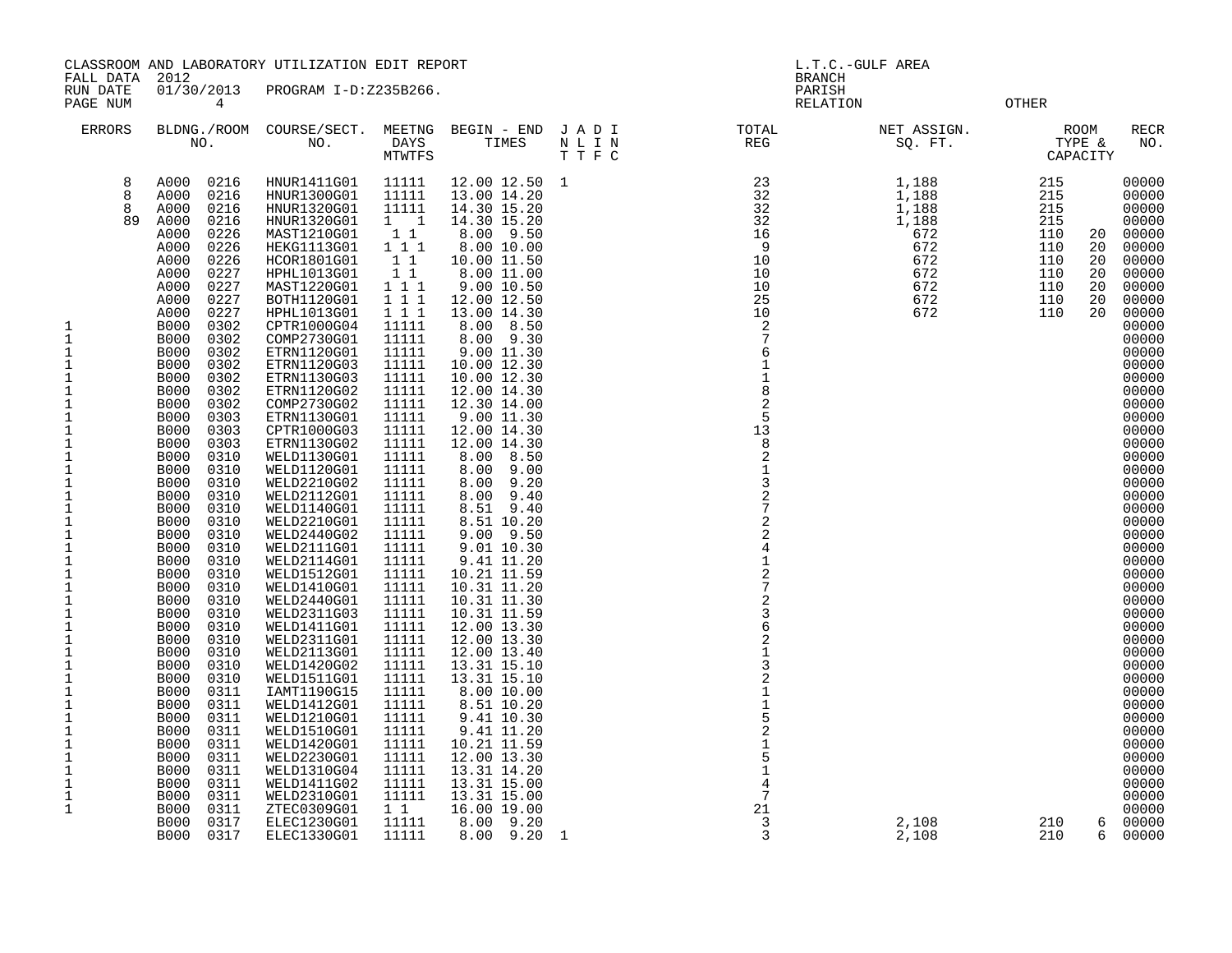CLASSROOM AND LABORATORY UTILIZATION EDIT REPORT
FALL DATA 2012
RUN DATE 01/30/2013 PROGRAM I-D:Z235B266.
PAGE NUM 4

L.T.C.-GULF AREA
BRANCH
PARISH
RELATION OTHER

| ERRORS | BLDNG./ROOM NO. | | COURSE/SECT. NO. | MEETNG DAYS MTWTFS | BEGIN - END TIMES | | J A D I N L I N T T F C | TOTAL REG | NET ASSIGN. SQ. FT. | ROOM TYPE & CAPACITY | | RECR NO. |
|---|---|---|---|---|---|---|---|---|---|---|---|---|
| 8 | A000 | 0216 | HNUR1411G01 | 11111 | 12.00 | 12.50 | 1 | 23 | 1,188 | 215 | | 00000 |
| 8 | A000 | 0216 | HNUR1300G01 | 11111 | 13.00 | 14.20 | | 32 | 1,188 | 215 | | 00000 |
| 8 | A000 | 0216 | HNUR1320G01 | 11111 | 14.30 | 15.20 | | 32 | 1,188 | 215 | | 00000 |
| 89 | A000 | 0216 | HNUR1320G01 | 1 1 | 14.30 | 15.20 | | 32 | 1,188 | 215 | | 00000 |
| | A000 | 0226 | MAST1210G01 | 1 1 | 8.00 | 9.50 | | 16 | 672 | 110 | 20 | 00000 |
| | A000 | 0226 | HEKG1113G01 | 1 1 1 | 8.00 | 10.00 | | 9 | 672 | 110 | 20 | 00000 |
| | A000 | 0226 | HCOR1801G01 | 1 1 | 10.00 | 11.50 | | 10 | 672 | 110 | 20 | 00000 |
| | A000 | 0227 | HPHL1013G01 | 1 1 | 8.00 | 11.00 | | 10 | 672 | 110 | 20 | 00000 |
| | A000 | 0227 | MAST1220G01 | 1 1 1 | 9.00 | 10.50 | | 10 | 672 | 110 | 20 | 00000 |
| | A000 | 0227 | BOTH1120G01 | 1 1 1 | 12.00 | 12.50 | | 25 | 672 | 110 | 20 | 00000 |
| | A000 | 0227 | HPHL1013G01 | 1 1 1 | 13.00 | 14.30 | | 10 | 672 | 110 | 20 | 00000 |
| 1 | B000 | 0302 | CPTR1000G04 | 11111 | 8.00 | 8.50 | | 2 | | | | 00000 |
| 1 | B000 | 0302 | COMP2730G01 | 11111 | 8.00 | 9.30 | | 7 | | | | 00000 |
| 1 | B000 | 0302 | ETRN1120G01 | 11111 | 9.00 | 11.30 | | 6 | | | | 00000 |
| 1 | B000 | 0302 | ETRN1120G03 | 11111 | 10.00 | 12.30 | | 1 | | | | 00000 |
| 1 | B000 | 0302 | ETRN1130G03 | 11111 | 10.00 | 12.30 | | 1 | | | | 00000 |
| 1 | B000 | 0302 | ETRN1120G02 | 11111 | 12.00 | 14.30 | | 8 | | | | 00000 |
| 1 | B000 | 0302 | COMP2730G02 | 11111 | 12.30 | 14.00 | | 2 | | | | 00000 |
| 1 | B000 | 0303 | ETRN1130G01 | 11111 | 9.00 | 11.30 | | 5 | | | | 00000 |
| 1 | B000 | 0303 | CPTR1000G03 | 11111 | 12.00 | 14.30 | | 13 | | | | 00000 |
| 1 | B000 | 0303 | ETRN1130G02 | 11111 | 12.00 | 14.30 | | 8 | | | | 00000 |
| 1 | B000 | 0310 | WELD1130G01 | 11111 | 8.00 | 8.50 | | 2 | | | | 00000 |
| 1 | B000 | 0310 | WELD1120G01 | 11111 | 8.00 | 9.00 | | 1 | | | | 00000 |
| 1 | B000 | 0310 | WELD2210G02 | 11111 | 8.00 | 9.20 | | 3 | | | | 00000 |
| 1 | B000 | 0310 | WELD2112G01 | 11111 | 8.00 | 9.40 | | 2 | | | | 00000 |
| 1 | B000 | 0310 | WELD1140G01 | 11111 | 8.51 | 9.40 | | 7 | | | | 00000 |
| 1 | B000 | 0310 | WELD2210G01 | 11111 | 8.51 | 10.20 | | 2 | | | | 00000 |
| 1 | B000 | 0310 | WELD2440G02 | 11111 | 9.00 | 9.50 | | 2 | | | | 00000 |
| 1 | B000 | 0310 | WELD2111G01 | 11111 | 9.01 | 10.30 | | 4 | | | | 00000 |
| 1 | B000 | 0310 | WELD2114G01 | 11111 | 9.41 | 11.20 | | 1 | | | | 00000 |
| 1 | B000 | 0310 | WELD1512G01 | 11111 | 10.21 | 11.59 | | 2 | | | | 00000 |
| 1 | B000 | 0310 | WELD1410G01 | 11111 | 10.31 | 11.20 | | 7 | | | | 00000 |
| 1 | B000 | 0310 | WELD2440G01 | 11111 | 10.31 | 11.30 | | 2 | | | | 00000 |
| 1 | B000 | 0310 | WELD2311G03 | 11111 | 10.31 | 11.59 | | 3 | | | | 00000 |
| 1 | B000 | 0310 | WELD1411G01 | 11111 | 12.00 | 13.30 | | 6 | | | | 00000 |
| 1 | B000 | 0310 | WELD2311G01 | 11111 | 12.00 | 13.30 | | 2 | | | | 00000 |
| 1 | B000 | 0310 | WELD2113G01 | 11111 | 12.00 | 13.40 | | 1 | | | | 00000 |
| 1 | B000 | 0310 | WELD1420G02 | 11111 | 13.31 | 15.10 | | 3 | | | | 00000 |
| 1 | B000 | 0310 | WELD1511G01 | 11111 | 13.31 | 15.10 | | 2 | | | | 00000 |
| 1 | B000 | 0311 | IAMT1190G15 | 11111 | 8.00 | 10.00 | | 1 | | | | 00000 |
| 1 | B000 | 0311 | WELD1412G01 | 11111 | 8.51 | 10.20 | | 1 | | | | 00000 |
| 1 | B000 | 0311 | WELD1210G01 | 11111 | 9.41 | 10.30 | | 5 | | | | 00000 |
| 1 | B000 | 0311 | WELD1510G01 | 11111 | 9.41 | 11.20 | | 2 | | | | 00000 |
| 1 | B000 | 0311 | WELD1420G01 | 11111 | 10.21 | 11.59 | | 1 | | | | 00000 |
| 1 | B000 | 0311 | WELD2230G01 | 11111 | 12.00 | 13.30 | | 5 | | | | 00000 |
| 1 | B000 | 0311 | WELD1310G04 | 11111 | 13.31 | 14.20 | | 1 | | | | 00000 |
| 1 | B000 | 0311 | WELD1411G02 | 11111 | 13.31 | 15.00 | | 4 | | | | 00000 |
| 1 | B000 | 0311 | WELD2310G01 | 11111 | 13.31 | 15.00 | | 7 | | | | 00000 |
| 1 | B000 | 0311 | ZTEC0309G01 | 1 1 | 16.00 | 19.00 | | 21 | | | | 00000 |
| | B000 | 0317 | ELEC1230G01 | 11111 | 8.00 | 9.20 | | 3 | 2,108 | 210 | 6 | 00000 |
| | B000 | 0317 | ELEC1330G01 | 11111 | 8.00 | 9.20 | 1 | 3 | 2,108 | 210 | 6 | 00000 |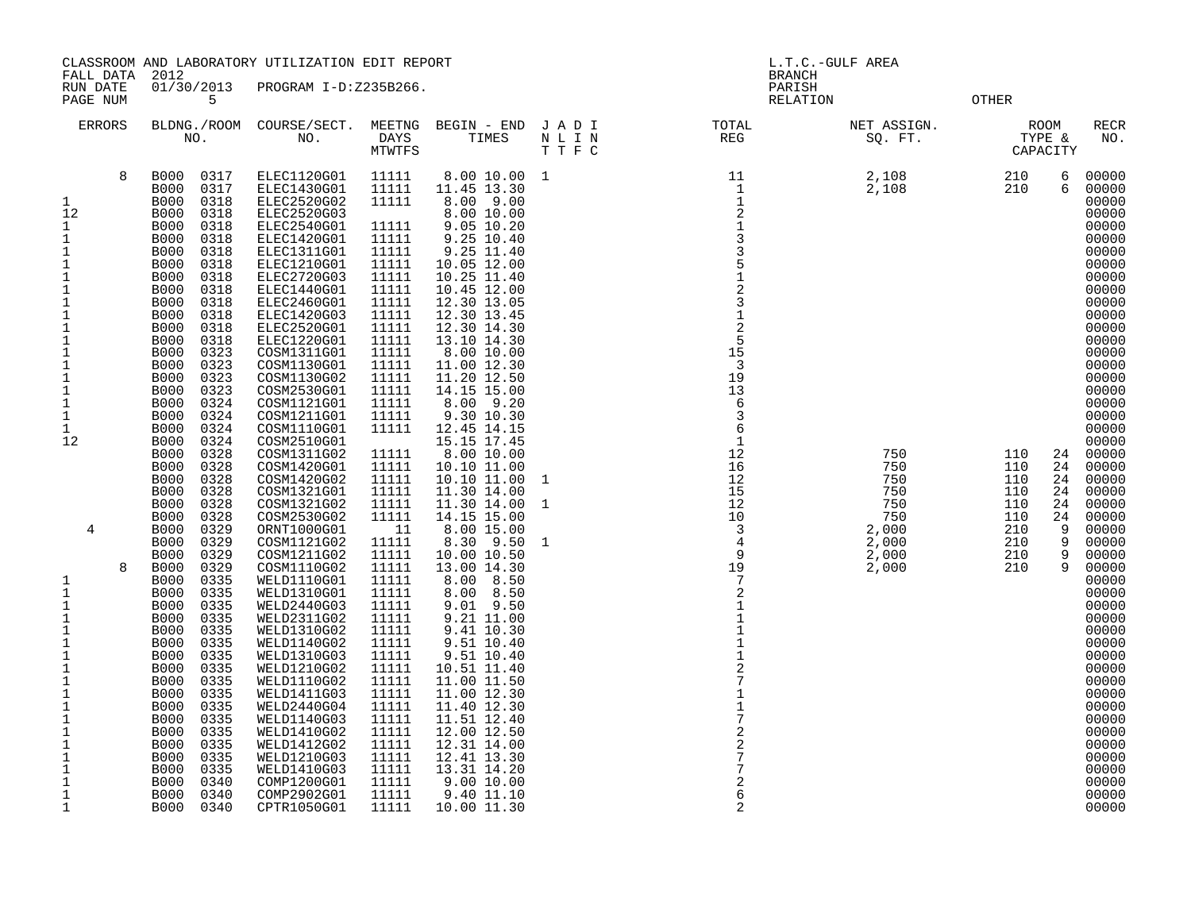CLASSROOM AND LABORATORY UTILIZATION EDIT REPORT
FALL DATA 2012
RUN DATE 01/30/2013 PROGRAM I-D:Z235B266.
PAGE NUM 5

L.T.C.-GULF AREA
BRANCH
PARISH
RELATION OTHER

| ERRORS | BLDNG./ROOM NO. | COURSE/SECT. NO. | MEETNG DAYS MTWTFS | BEGIN - END TIMES | J A D I N L I N T T F C | TOTAL REG | NET ASSIGN. SQ. FT. | ROOM TYPE & CAPACITY | | RECR NO. |
|---|---|---|---|---|---|---|---|---|---|---|
| 8 | B000 0317 | ELEC1120G01 | 11111 | 8.00 10.00 | 1 | 11 | 2,108 | 210 | 6 | 00000 |
| | B000 0317 | ELEC1430G01 | 11111 | 11.45 13.30 | | 1 | 2,108 | 210 | 6 | 00000 |
| 1 | B000 0318 | ELEC2520G02 | 11111 | 8.00 9.00 | | 1 | | | | 00000 |
| 12 | B000 0318 | ELEC2520G03 | | 8.00 10.00 | | 2 | | | | 00000 |
| 1 | B000 0318 | ELEC2540G01 | 11111 | 9.05 10.20 | | 1 | | | | 00000 |
| 1 | B000 0318 | ELEC1420G01 | 11111 | 9.25 10.40 | | 3 | | | | 00000 |
| 1 | B000 0318 | ELEC1311G01 | 11111 | 9.25 11.40 | | 3 | | | | 00000 |
| 1 | B000 0318 | ELEC1210G01 | 11111 | 10.05 12.00 | | 5 | | | | 00000 |
| 1 | B000 0318 | ELEC2720G03 | 11111 | 10.25 11.40 | | 1 | | | | 00000 |
| 1 | B000 0318 | ELEC1440G01 | 11111 | 10.45 12.00 | | 2 | | | | 00000 |
| 1 | B000 0318 | ELEC2460G01 | 11111 | 12.30 13.05 | | 3 | | | | 00000 |
| 1 | B000 0318 | ELEC1420G03 | 11111 | 12.30 13.45 | | 1 | | | | 00000 |
| 1 | B000 0318 | ELEC2520G01 | 11111 | 12.30 14.30 | | 2 | | | | 00000 |
| 1 | B000 0318 | ELEC1220G01 | 11111 | 13.10 14.30 | | 5 | | | | 00000 |
| 1 | B000 0323 | COSM1311G01 | 11111 | 8.00 10.00 | | 15 | | | | 00000 |
| 1 | B000 0323 | COSM1130G01 | 11111 | 11.00 12.30 | | 3 | | | | 00000 |
| 1 | B000 0323 | COSM1130G02 | 11111 | 11.20 12.50 | | 19 | | | | 00000 |
| 1 | B000 0323 | COSM2530G01 | 11111 | 14.15 15.00 | | 13 | | | | 00000 |
| 1 | B000 0324 | COSM1121G01 | 11111 | 8.00 9.20 | | 6 | | | | 00000 |
| 1 | B000 0324 | COSM1211G01 | 11111 | 9.30 10.30 | | 3 | | | | 00000 |
| 1 | B000 0324 | COSM1110G01 | 11111 | 12.45 14.15 | | 6 | | | | 00000 |
| 12 | B000 0324 | COSM2510G01 | | 15.15 17.45 | | 1 | | | | 00000 |
| | B000 0328 | COSM1311G02 | 11111 | 8.00 10.00 | | 12 | 750 | 110 | 24 | 00000 |
| | B000 0328 | COSM1420G01 | 11111 | 10.10 11.00 | | 16 | 750 | 110 | 24 | 00000 |
| | B000 0328 | COSM1420G02 | 11111 | 10.10 11.00 | 1 | 12 | 750 | 110 | 24 | 00000 |
| | B000 0328 | COSM1321G01 | 11111 | 11.30 14.00 | | 15 | 750 | 110 | 24 | 00000 |
| | B000 0328 | COSM1321G02 | 11111 | 11.30 14.00 | 1 | 12 | 750 | 110 | 24 | 00000 |
| | B000 0328 | COSM2530G02 | 11111 | 14.15 15.00 | | 10 | 750 | 110 | 24 | 00000 |
| 4 | B000 0329 | ORNT1000G01 | 11 | 8.00 15.00 | | 3 | 2,000 | 210 | 9 | 00000 |
| | B000 0329 | COSM1121G02 | 11111 | 8.30 9.50 | 1 | 4 | 2,000 | 210 | 9 | 00000 |
| | B000 0329 | COSM1211G02 | 11111 | 10.00 10.50 | | 9 | 2,000 | 210 | 9 | 00000 |
| 8 | B000 0329 | COSM1110G02 | 11111 | 13.00 14.30 | | 19 | 2,000 | 210 | 9 | 00000 |
| 1 | B000 0335 | WELD1110G01 | 11111 | 8.00 8.50 | | 7 | | | | 00000 |
| 1 | B000 0335 | WELD1310G01 | 11111 | 8.00 8.50 | | 2 | | | | 00000 |
| 1 | B000 0335 | WELD2440G03 | 11111 | 9.01 9.50 | | 1 | | | | 00000 |
| 1 | B000 0335 | WELD2311G02 | 11111 | 9.21 11.00 | | 1 | | | | 00000 |
| 1 | B000 0335 | WELD1310G02 | 11111 | 9.41 10.30 | | 1 | | | | 00000 |
| 1 | B000 0335 | WELD1140G02 | 11111 | 9.51 10.40 | | 1 | | | | 00000 |
| 1 | B000 0335 | WELD1310G03 | 11111 | 9.51 10.40 | | 1 | | | | 00000 |
| 1 | B000 0335 | WELD1210G02 | 11111 | 10.51 11.40 | | 2 | | | | 00000 |
| 1 | B000 0335 | WELD1110G02 | 11111 | 11.00 11.50 | | 7 | | | | 00000 |
| 1 | B000 0335 | WELD1411G03 | 11111 | 11.00 12.30 | | 1 | | | | 00000 |
| 1 | B000 0335 | WELD2440G04 | 11111 | 11.40 12.30 | | 1 | | | | 00000 |
| 1 | B000 0335 | WELD1140G03 | 11111 | 11.51 12.40 | | 7 | | | | 00000 |
| 1 | B000 0335 | WELD1410G02 | 11111 | 12.00 12.50 | | 2 | | | | 00000 |
| 1 | B000 0335 | WELD1412G02 | 11111 | 12.31 14.00 | | 2 | | | | 00000 |
| 1 | B000 0335 | WELD1210G03 | 11111 | 12.41 13.30 | | 7 | | | | 00000 |
| 1 | B000 0335 | WELD1410G03 | 11111 | 13.31 14.20 | | 7 | | | | 00000 |
| 1 | B000 0340 | COMP1200G01 | 11111 | 9.00 10.00 | | 2 | | | | 00000 |
| 1 | B000 0340 | COMP2902G01 | 11111 | 9.40 11.10 | | 6 | | | | 00000 |
| 1 | B000 0340 | CPTR1050G01 | 11111 | 10.00 11.30 | | 2 | | | | 00000 |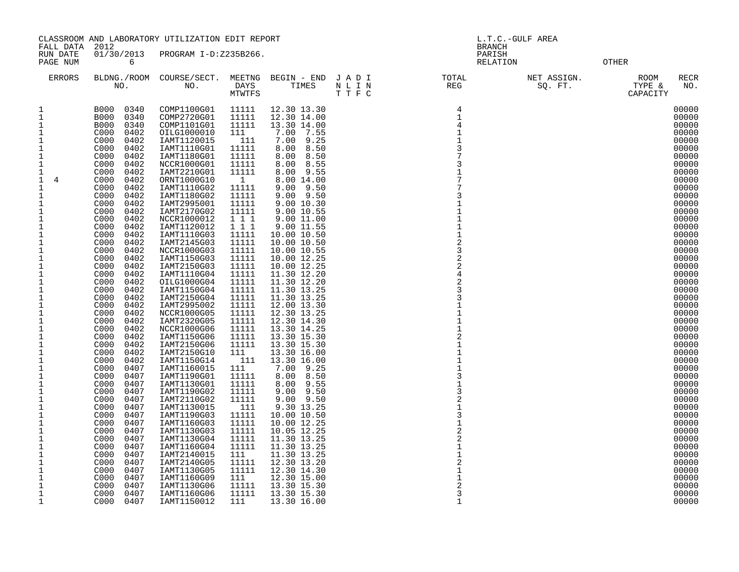CLASSROOM AND LABORATORY UTILIZATION EDIT REPORT
FALL DATA 2012
RUN DATE 01/30/2013 PROGRAM I-D:Z235B266.
PAGE NUM 6

L.T.C.-GULF AREA
BRANCH
PARISH
RELATION OTHER

| ERRORS | | BLDNG./ROOM NO. | | COURSE/SECT. NO. | MEETNG DAYS MTWTFS | BEGIN - END TIMES | | J A D I N L I N T T F C | TOTAL REG | NET ASSIGN. SQ. FT. | ROOM TYPE & CAPACITY | RECR NO. |
|---|---|---|---|---|---|---|---|---|---|---|---|---|
| 1 | | B000 | 0340 | COMP1100G01 | 11111 | 12.30 | 13.30 | | 4 | | | 00000 |
| 1 | | B000 | 0340 | COMP2720G01 | 11111 | 12.30 | 14.00 | | 1 | | | 00000 |
| 1 | | B000 | 0340 | COMP1101G01 | 11111 | 13.30 | 14.00 | | 4 | | | 00000 |
| 1 | | C000 | 0402 | OILG1000010 | 111 | 7.00 | 7.55 | | 1 | | | 00000 |
| 1 | | C000 | 0402 | IAMT1120015 | 111 | 7.00 | 9.25 | | 1 | | | 00000 |
| 1 | | C000 | 0402 | IAMT1110G01 | 11111 | 8.00 | 8.50 | | 3 | | | 00000 |
| 1 | | C000 | 0402 | IAMT1180G01 | 11111 | 8.00 | 8.50 | | 7 | | | 00000 |
| 1 | | C000 | 0402 | NCCR1000G01 | 11111 | 8.00 | 8.55 | | 3 | | | 00000 |
| 1 | | C000 | 0402 | IAMT2210G01 | 11111 | 8.00 | 9.55 | | 1 | | | 00000 |
| 1 | 4 | C000 | 0402 | ORNT1000G10 | 1 | 8.00 | 14.00 | | 7 | | | 00000 |
| 1 | | C000 | 0402 | IAMT1110G02 | 11111 | 9.00 | 9.50 | | 7 | | | 00000 |
| 1 | | C000 | 0402 | IAMT1180G02 | 11111 | 9.00 | 9.50 | | 3 | | | 00000 |
| 1 | | C000 | 0402 | IAMT2995001 | 11111 | 9.00 | 10.30 | | 1 | | | 00000 |
| 1 | | C000 | 0402 | IAMT2170G02 | 11111 | 9.00 | 10.55 | | 1 | | | 00000 |
| 1 | | C000 | 0402 | NCCR1000012 | 1 1 1 | 9.00 | 11.00 | | 1 | | | 00000 |
| 1 | | C000 | 0402 | IAMT1120012 | 1 1 1 | 9.00 | 11.55 | | 1 | | | 00000 |
| 1 | | C000 | 0402 | IAMT1110G03 | 11111 | 10.00 | 10.50 | | 1 | | | 00000 |
| 1 | | C000 | 0402 | IAMT2145G03 | 11111 | 10.00 | 10.50 | | 2 | | | 00000 |
| 1 | | C000 | 0402 | NCCR1000G03 | 11111 | 10.00 | 10.55 | | 3 | | | 00000 |
| 1 | | C000 | 0402 | IAMT1150G03 | 11111 | 10.00 | 12.25 | | 2 | | | 00000 |
| 1 | | C000 | 0402 | IAMT2150G03 | 11111 | 10.00 | 12.25 | | 2 | | | 00000 |
| 1 | | C000 | 0402 | IAMT1110G04 | 11111 | 11.30 | 12.20 | | 4 | | | 00000 |
| 1 | | C000 | 0402 | OILG1000G04 | 11111 | 11.30 | 12.20 | | 2 | | | 00000 |
| 1 | | C000 | 0402 | IAMT1150G04 | 11111 | 11.30 | 13.25 | | 3 | | | 00000 |
| 1 | | C000 | 0402 | IAMT2150G04 | 11111 | 11.30 | 13.25 | | 3 | | | 00000 |
| 1 | | C000 | 0402 | IAMT2995002 | 11111 | 12.00 | 13.30 | | 1 | | | 00000 |
| 1 | | C000 | 0402 | NCCR1000G05 | 11111 | 12.30 | 13.25 | | 1 | | | 00000 |
| 1 | | C000 | 0402 | IAMT2320G05 | 11111 | 12.30 | 14.30 | | 1 | | | 00000 |
| 1 | | C000 | 0402 | NCCR1000G06 | 11111 | 13.30 | 14.25 | | 1 | | | 00000 |
| 1 | | C000 | 0402 | IAMT1150G06 | 11111 | 13.30 | 15.30 | | 2 | | | 00000 |
| 1 | | C000 | 0402 | IAMT2150G06 | 11111 | 13.30 | 15.30 | | 1 | | | 00000 |
| 1 | | C000 | 0402 | IAMT2150G10 | 111 | 13.30 | 16.00 | | 1 | | | 00000 |
| 1 | | C000 | 0402 | IAMT1150G14 | 111 | 13.30 | 16.00 | | 1 | | | 00000 |
| 1 | | C000 | 0407 | IAMT1160015 | 111 | 7.00 | 9.25 | | 1 | | | 00000 |
| 1 | | C000 | 0407 | IAMT1190G01 | 11111 | 8.00 | 8.50 | | 3 | | | 00000 |
| 1 | | C000 | 0407 | IAMT1130G01 | 11111 | 8.00 | 9.55 | | 1 | | | 00000 |
| 1 | | C000 | 0407 | IAMT1190G02 | 11111 | 9.00 | 9.50 | | 3 | | | 00000 |
| 1 | | C000 | 0407 | IAMT2110G02 | 11111 | 9.00 | 9.50 | | 2 | | | 00000 |
| 1 | | C000 | 0407 | IAMT1130015 | 111 | 9.30 | 13.25 | | 1 | | | 00000 |
| 1 | | C000 | 0407 | IAMT1190G03 | 11111 | 10.00 | 10.50 | | 3 | | | 00000 |
| 1 | | C000 | 0407 | IAMT1160G03 | 11111 | 10.00 | 12.25 | | 1 | | | 00000 |
| 1 | | C000 | 0407 | IAMT1130G03 | 11111 | 10.05 | 12.25 | | 2 | | | 00000 |
| 1 | | C000 | 0407 | IAMT1130G04 | 11111 | 11.30 | 13.25 | | 2 | | | 00000 |
| 1 | | C000 | 0407 | IAMT1160G04 | 11111 | 11.30 | 13.25 | | 1 | | | 00000 |
| 1 | | C000 | 0407 | IAMT2140015 | 111 | 11.30 | 13.25 | | 1 | | | 00000 |
| 1 | | C000 | 0407 | IAMT2140G05 | 11111 | 12.30 | 13.20 | | 2 | | | 00000 |
| 1 | | C000 | 0407 | IAMT1130G05 | 11111 | 12.30 | 14.30 | | 1 | | | 00000 |
| 1 | | C000 | 0407 | IAMT1160G09 | 111 | 12.30 | 15.00 | | 1 | | | 00000 |
| 1 | | C000 | 0407 | IAMT1130G06 | 11111 | 13.30 | 15.30 | | 2 | | | 00000 |
| 1 | | C000 | 0407 | IAMT1160G06 | 11111 | 13.30 | 15.30 | | 3 | | | 00000 |
| 1 | | C000 | 0407 | IAMT1150012 | 111 | 13.30 | 16.00 | | 1 | | | 00000 |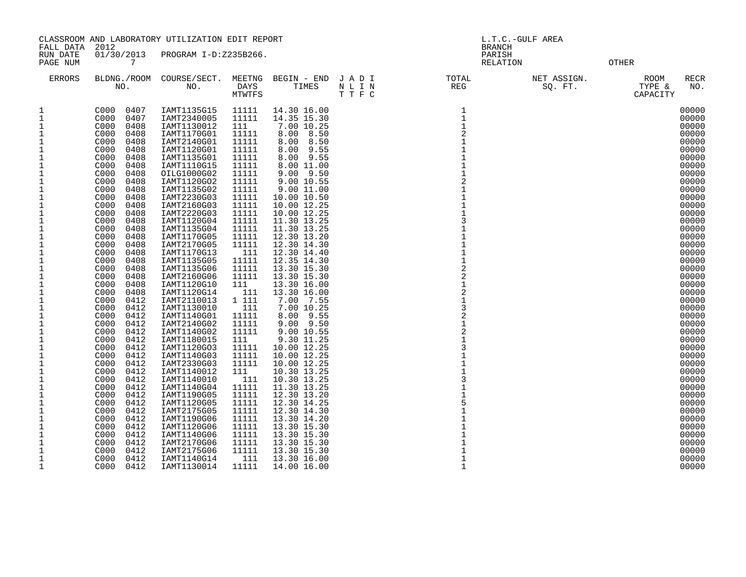CLASSROOM AND LABORATORY UTILIZATION EDIT REPORT
FALL DATA 2012
RUN DATE 01/30/2013 PROGRAM I-D:Z235B266.
PAGE NUM 7

L.T.C.-GULF AREA
BRANCH
PARISH
RELATION OTHER

| ERRORS | BLDNG./ROOM NO. | COURSE/SECT. NO. | MEETNG DAYS MTWTFS | BEGIN - END TIMES | J A D I N L I N T T F C | TOTAL REG | NET ASSIGN. SQ. FT. | ROOM TYPE & CAPACITY | RECR NO. |
|---|---|---|---|---|---|---|---|---|---|
| 1 | C000 0407 | IAMT1135G15 | 11111 | 14.30 16.00 | | 1 | | | 00000 |
| 1 | C000 0407 | IAMT2340005 | 11111 | 14.35 15.30 | | 1 | | | 00000 |
| 1 | C000 0408 | IAMT1130012 | 111 | 7.00 10.25 | | 1 | | | 00000 |
| 1 | C000 0408 | IAMT1170G01 | 11111 | 8.00 8.50 | | 2 | | | 00000 |
| 1 | C000 0408 | IAMT2140G01 | 11111 | 8.00 8.50 | | 1 | | | 00000 |
| 1 | C000 0408 | IAMT1120G01 | 11111 | 8.00 9.55 | | 1 | | | 00000 |
| 1 | C000 0408 | IAMT1135G01 | 11111 | 8.00 9.55 | | 1 | | | 00000 |
| 1 | C000 0408 | IAMT1110G15 | 11111 | 8.00 11.00 | | 1 | | | 00000 |
| 1 | C000 0408 | OILG1000G02 | 11111 | 9.00 9.50 | | 1 | | | 00000 |
| 1 | C000 0408 | IAMT1120G02 | 11111 | 9.00 10.55 | | 2 | | | 00000 |
| 1 | C000 0408 | IAMT1135G02 | 11111 | 9.00 11.00 | | 1 | | | 00000 |
| 1 | C000 0408 | IAMT2230G03 | 11111 | 10.00 10.50 | | 1 | | | 00000 |
| 1 | C000 0408 | IAMT2160G03 | 11111 | 10.00 12.25 | | 1 | | | 00000 |
| 1 | C000 0408 | IAMT2220G03 | 11111 | 10.00 12.25 | | 1 | | | 00000 |
| 1 | C000 0408 | IAMT1120G04 | 11111 | 11.30 13.25 | | 3 | | | 00000 |
| 1 | C000 0408 | IAMT1135G04 | 11111 | 11.30 13.25 | | 1 | | | 00000 |
| 1 | C000 0408 | IAMT1170G05 | 11111 | 12.30 13.20 | | 1 | | | 00000 |
| 1 | C000 0408 | IAMT2170G05 | 11111 | 12.30 14.30 | | 1 | | | 00000 |
| 1 | C000 0408 | IAMT1170G13 | 111 | 12.30 14.40 | | 1 | | | 00000 |
| 1 | C000 0408 | IAMT1135G05 | 11111 | 12.35 14.30 | | 1 | | | 00000 |
| 1 | C000 0408 | IAMT1135G06 | 11111 | 13.30 15.30 | | 2 | | | 00000 |
| 1 | C000 0408 | IAMT2160G06 | 11111 | 13.30 15.30 | | 2 | | | 00000 |
| 1 | C000 0408 | IAMT1120G10 | 111 | 13.30 16.00 | | 1 | | | 00000 |
| 1 | C000 0408 | IAMT1120G14 | 111 | 13.30 16.00 | | 2 | | | 00000 |
| 1 | C000 0412 | IAMT2110013 | 1 111 | 7.00 7.55 | | 1 | | | 00000 |
| 1 | C000 0412 | IAMT1130010 | 111 | 7.00 10.25 | | 3 | | | 00000 |
| 1 | C000 0412 | IAMT1140G01 | 11111 | 8.00 9.55 | | 2 | | | 00000 |
| 1 | C000 0412 | IAMT2140G02 | 11111 | 9.00 9.50 | | 1 | | | 00000 |
| 1 | C000 0412 | IAMT1140G02 | 11111 | 9.00 10.55 | | 2 | | | 00000 |
| 1 | C000 0412 | IAMT1180015 | 111 | 9.30 11.25 | | 1 | | | 00000 |
| 1 | C000 0412 | IAMT1120G03 | 11111 | 10.00 12.25 | | 3 | | | 00000 |
| 1 | C000 0412 | IAMT1140G03 | 11111 | 10.00 12.25 | | 1 | | | 00000 |
| 1 | C000 0412 | IAMT2330G03 | 11111 | 10.00 12.25 | | 1 | | | 00000 |
| 1 | C000 0412 | IAMT1140012 | 111 | 10.30 13.25 | | 1 | | | 00000 |
| 1 | C000 0412 | IAMT1140010 | 111 | 10.30 13.25 | | 3 | | | 00000 |
| 1 | C000 0412 | IAMT1140G04 | 11111 | 11.30 13.25 | | 1 | | | 00000 |
| 1 | C000 0412 | IAMT1190G05 | 11111 | 12.30 13.20 | | 1 | | | 00000 |
| 1 | C000 0412 | IAMT1120G05 | 11111 | 12.30 14.25 | | 5 | | | 00000 |
| 1 | C000 0412 | IAMT2175G05 | 11111 | 12.30 14.30 | | 1 | | | 00000 |
| 1 | C000 0412 | IAMT1190G06 | 11111 | 13.30 14.20 | | 1 | | | 00000 |
| 1 | C000 0412 | IAMT1120G06 | 11111 | 13.30 15.30 | | 1 | | | 00000 |
| 1 | C000 0412 | IAMT1140G06 | 11111 | 13.30 15.30 | | 1 | | | 00000 |
| 1 | C000 0412 | IAMT2170G06 | 11111 | 13.30 15.30 | | 1 | | | 00000 |
| 1 | C000 0412 | IAMT2175G06 | 11111 | 13.30 15.30 | | 1 | | | 00000 |
| 1 | C000 0412 | IAMT1140G14 | 111 | 13.30 16.00 | | 1 | | | 00000 |
| 1 | C000 0412 | IAMT1130014 | 11111 | 14.00 16.00 | | 1 | | | 00000 |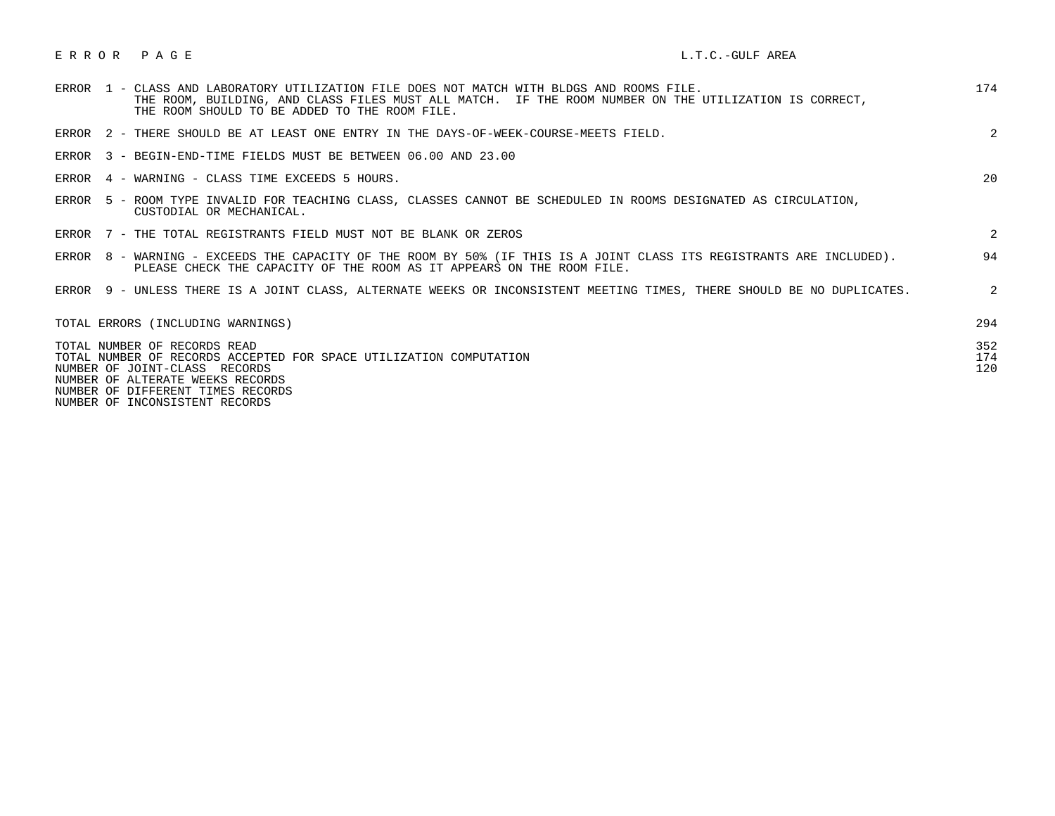# E R R O R   P A G E

L.T.C.-GULF AREA

| Error | Description | Count |
|---|---|---|
| ERROR 1 | CLASS AND LABORATORY UTILIZATION FILE DOES NOT MATCH WITH BLDGS AND ROOMS FILE. THE ROOM, BUILDING, AND CLASS FILES MUST ALL MATCH. IF THE ROOM NUMBER ON THE UTILIZATION IS CORRECT, THE ROOM SHOULD TO BE ADDED TO THE ROOM FILE. | 174 |
| ERROR 2 | THERE SHOULD BE AT LEAST ONE ENTRY IN THE DAYS-OF-WEEK-COURSE-MEETS FIELD. | 2 |
| ERROR 3 | BEGIN-END-TIME FIELDS MUST BE BETWEEN 06.00 AND 23.00 | |
| ERROR 4 | WARNING - CLASS TIME EXCEEDS 5 HOURS. | 20 |
| ERROR 5 | ROOM TYPE INVALID FOR TEACHING CLASS, CLASSES CANNOT BE SCHEDULED IN ROOMS DESIGNATED AS CIRCULATION, CUSTODIAL OR MECHANICAL. | |
| ERROR 7 | THE TOTAL REGISTRANTS FIELD MUST NOT BE BLANK OR ZEROS | 2 |
| ERROR 8 | WARNING - EXCEEDS THE CAPACITY OF THE ROOM BY 50% (IF THIS IS A JOINT CLASS ITS REGISTRANTS ARE INCLUDED). PLEASE CHECK THE CAPACITY OF THE ROOM AS IT APPEARS ON THE ROOM FILE. | 94 |
| ERROR 9 | UNLESS THERE IS A JOINT CLASS, ALTERNATE WEEKS OR INCONSISTENT MEETING TIMES, THERE SHOULD BE NO DUPLICATES. | 2 |

| Summary | Count |
|---|---|
| TOTAL ERRORS (INCLUDING WARNINGS) | 294 |
| TOTAL NUMBER OF RECORDS READ | 352 |
| TOTAL NUMBER OF RECORDS ACCEPTED FOR SPACE UTILIZATION COMPUTATION | 174 |
| NUMBER OF JOINT-CLASS RECORDS | 120 |
| NUMBER OF ALTERATE WEEKS RECORDS | |
| NUMBER OF DIFFERENT TIMES RECORDS | |
| NUMBER OF INCONSISTENT RECORDS | |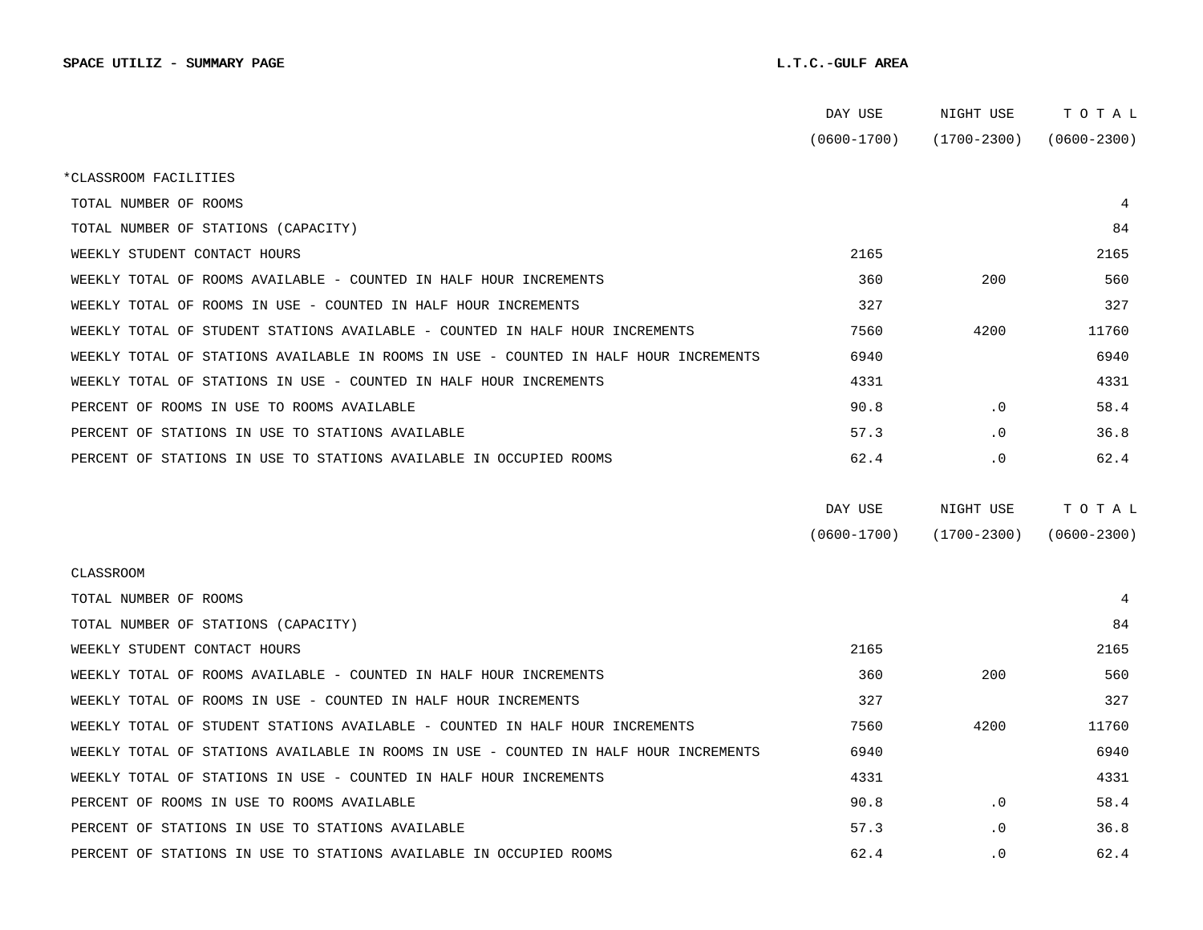**SPACE UTILIZ - SUMMARY PAGE** **L.T.C.-GULF AREA**

| | DAY USE (0600-1700) | NIGHT USE (1700-2300) | T O T A L (0600-2300) |
|---|---|---|---|
| *CLASSROOM FACILITIES | | | |
| TOTAL NUMBER OF ROOMS | | | 4 |
| TOTAL NUMBER OF STATIONS (CAPACITY) | | | 84 |
| WEEKLY STUDENT CONTACT HOURS | 2165 | | 2165 |
| WEEKLY TOTAL OF ROOMS AVAILABLE - COUNTED IN HALF HOUR INCREMENTS | 360 | 200 | 560 |
| WEEKLY TOTAL OF ROOMS IN USE - COUNTED IN HALF HOUR INCREMENTS | 327 | | 327 |
| WEEKLY TOTAL OF STUDENT STATIONS AVAILABLE - COUNTED IN HALF HOUR INCREMENTS | 7560 | 4200 | 11760 |
| WEEKLY TOTAL OF STATIONS AVAILABLE IN ROOMS IN USE - COUNTED IN HALF HOUR INCREMENTS | 6940 | | 6940 |
| WEEKLY TOTAL OF STATIONS IN USE - COUNTED IN HALF HOUR INCREMENTS | 4331 | | 4331 |
| PERCENT OF ROOMS IN USE TO ROOMS AVAILABLE | 90.8 | .0 | 58.4 |
| PERCENT OF STATIONS IN USE TO STATIONS AVAILABLE | 57.3 | .0 | 36.8 |
| PERCENT OF STATIONS IN USE TO STATIONS AVAILABLE IN OCCUPIED ROOMS | 62.4 | .0 | 62.4 |

| | DAY USE (0600-1700) | NIGHT USE (1700-2300) | T O T A L (0600-2300) |
|---|---|---|---|
| CLASSROOM | | | |
| TOTAL NUMBER OF ROOMS | | | 4 |
| TOTAL NUMBER OF STATIONS (CAPACITY) | | | 84 |
| WEEKLY STUDENT CONTACT HOURS | 2165 | | 2165 |
| WEEKLY TOTAL OF ROOMS AVAILABLE - COUNTED IN HALF HOUR INCREMENTS | 360 | 200 | 560 |
| WEEKLY TOTAL OF ROOMS IN USE - COUNTED IN HALF HOUR INCREMENTS | 327 | | 327 |
| WEEKLY TOTAL OF STUDENT STATIONS AVAILABLE - COUNTED IN HALF HOUR INCREMENTS | 7560 | 4200 | 11760 |
| WEEKLY TOTAL OF STATIONS AVAILABLE IN ROOMS IN USE - COUNTED IN HALF HOUR INCREMENTS | 6940 | | 6940 |
| WEEKLY TOTAL OF STATIONS IN USE - COUNTED IN HALF HOUR INCREMENTS | 4331 | | 4331 |
| PERCENT OF ROOMS IN USE TO ROOMS AVAILABLE | 90.8 | .0 | 58.4 |
| PERCENT OF STATIONS IN USE TO STATIONS AVAILABLE | 57.3 | .0 | 36.8 |
| PERCENT OF STATIONS IN USE TO STATIONS AVAILABLE IN OCCUPIED ROOMS | 62.4 | .0 | 62.4 |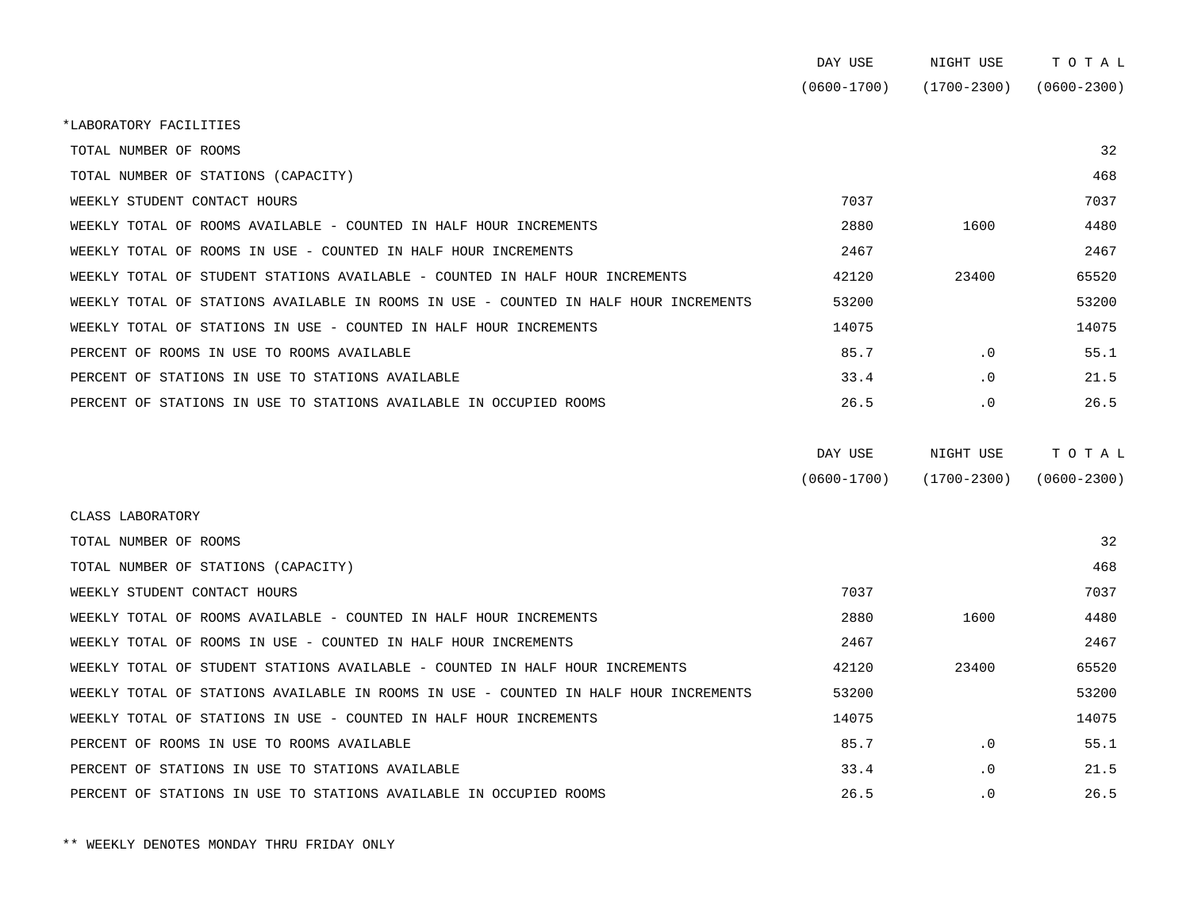| | DAY USE (0600-1700) | NIGHT USE (1700-2300) | T O T A L (0600-2300) |
|---|---|---|---|
| *LABORATORY FACILITIES | | | |
| TOTAL NUMBER OF ROOMS | | | 32 |
| TOTAL NUMBER OF STATIONS (CAPACITY) | | | 468 |
| WEEKLY STUDENT CONTACT HOURS | 7037 | | 7037 |
| WEEKLY TOTAL OF ROOMS AVAILABLE - COUNTED IN HALF HOUR INCREMENTS | 2880 | 1600 | 4480 |
| WEEKLY TOTAL OF ROOMS IN USE - COUNTED IN HALF HOUR INCREMENTS | 2467 | | 2467 |
| WEEKLY TOTAL OF STUDENT STATIONS AVAILABLE - COUNTED IN HALF HOUR INCREMENTS | 42120 | 23400 | 65520 |
| WEEKLY TOTAL OF STATIONS AVAILABLE IN ROOMS IN USE - COUNTED IN HALF HOUR INCREMENTS | 53200 | | 53200 |
| WEEKLY TOTAL OF STATIONS IN USE - COUNTED IN HALF HOUR INCREMENTS | 14075 | | 14075 |
| PERCENT OF ROOMS IN USE TO ROOMS AVAILABLE | 85.7 | .0 | 55.1 |
| PERCENT OF STATIONS IN USE TO STATIONS AVAILABLE | 33.4 | .0 | 21.5 |
| PERCENT OF STATIONS IN USE TO STATIONS AVAILABLE IN OCCUPIED ROOMS | 26.5 | .0 | 26.5 |

| | DAY USE (0600-1700) | NIGHT USE (1700-2300) | T O T A L (0600-2300) |
|---|---|---|---|
| CLASS LABORATORY | | | |
| TOTAL NUMBER OF ROOMS | | | 32 |
| TOTAL NUMBER OF STATIONS (CAPACITY) | | | 468 |
| WEEKLY STUDENT CONTACT HOURS | 7037 | | 7037 |
| WEEKLY TOTAL OF ROOMS AVAILABLE - COUNTED IN HALF HOUR INCREMENTS | 2880 | 1600 | 4480 |
| WEEKLY TOTAL OF ROOMS IN USE - COUNTED IN HALF HOUR INCREMENTS | 2467 | | 2467 |
| WEEKLY TOTAL OF STUDENT STATIONS AVAILABLE - COUNTED IN HALF HOUR INCREMENTS | 42120 | 23400 | 65520 |
| WEEKLY TOTAL OF STATIONS AVAILABLE IN ROOMS IN USE - COUNTED IN HALF HOUR INCREMENTS | 53200 | | 53200 |
| WEEKLY TOTAL OF STATIONS IN USE - COUNTED IN HALF HOUR INCREMENTS | 14075 | | 14075 |
| PERCENT OF ROOMS IN USE TO ROOMS AVAILABLE | 85.7 | .0 | 55.1 |
| PERCENT OF STATIONS IN USE TO STATIONS AVAILABLE | 33.4 | .0 | 21.5 |
| PERCENT OF STATIONS IN USE TO STATIONS AVAILABLE IN OCCUPIED ROOMS | 26.5 | .0 | 26.5 |

** WEEKLY DENOTES MONDAY THRU FRIDAY ONLY